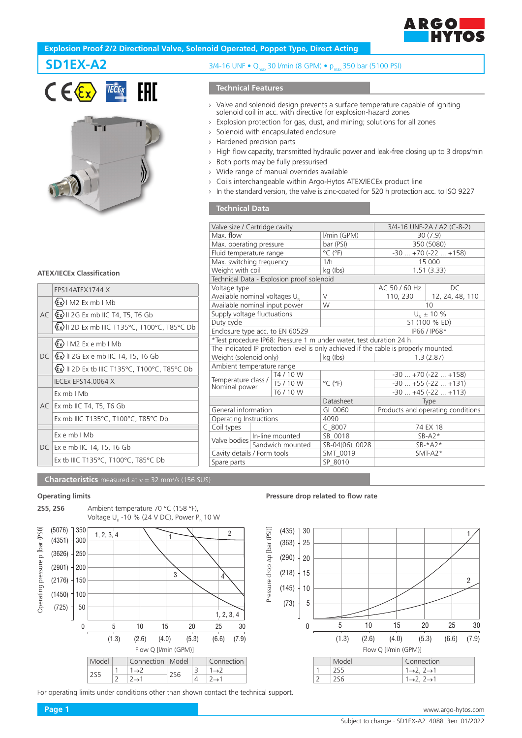# Explosion Proof 2/2 Directional Valve, Solenoid Operated, Poppet Type, Direct Acting

## SD1EX-A2

3/4-16 UNF • $Q_{max}$ 30 l/min (8 GPM) • $p_{max}$ 350 bar (5100 PSI)

### ATEX/IECEx Classification

| | |
|---|---|
| | EPS14ATEX1744 X |
| AC | I M2 Ex mb I Mb |
| | II 2G Ex mb IIC T4, T5, T6 Gb |
| | II 2D Ex mb IIIC T135°C, T100°C, T85°C Db |
| DC | I M2 Ex e mb I Mb |
| | II 2G Ex e mb IIC T4, T5, T6 Gb |
| | II 2D Ex tb IIIC T135°C, T100°C, T85°C Db |
| | IECEx EPS14.0064 X |
| AC | Ex mb I Mb |
| | Ex mb IIC T4, T5, T6 Gb |
| | Ex mb IIIC T135°C, T100°C, T85°C Db |
| DC | Ex e mb I Mb |
| | Ex e mb IIC T4, T5, T6 Gb |
| | Ex tb IIIC T135°C, T100°C, T85°C Db |

### Technical Features

- Valve and solenoid design prevents a surface temperature capable of igniting solenoid coil in acc. with directive for explosion-hazard zones
- Explosion protection for gas, dust, and mining; solutions for all zones
- Solenoid with encapsulated enclosure
- Hardened precision parts
- High flow capacity, transmitted hydraulic power and leak-free closing up to 3 drops/min
- Both ports may be fully pressurised
- Wide range of manual overrides available
- Coils interchangeable within Argo-Hytos ATEX/IECEx product line
- In the standard version, the valve is zinc-coated for 520 h protection acc. to ISO 9227

### Technical Data

| | | | | |
|---|---|---|---|---|
| Valve size / Cartridge cavity | | | 3/4-16 UNF-2A / A2 (C-8-2) | |
| Max. flow | | l/min (GPM) | 30 (7.9) | |
| Max. operating pressure | | bar (PSI) | 350 (5080) | |
| Fluid temperature range | | °C (°F) | -30 ... +70 (-22 ... +158) | |
| Max. switching frequency | | 1/h | 15 000 | |
| Weight with coil | | kg (lbs) | 1.51 (3.33) | |
| Technical Data - Explosion proof solenoid | | | | |
| Voltage type | | | AC 50 / 60 Hz | DC |
| Available nominal voltages $U_N$ | | V | 110, 230 | 12, 24, 48, 110 |
| Available nominal input power | | W | 10 | |
| Supply voltage fluctuations | | | $U_N$ ± 10 % | |
| Duty cycle | | | S1 (100 % ED) | |
| Enclosure type acc. to EN 60529 | | | IP66 / IP68* | |
| *Test procedure IP68: Pressure 1 m under water, test duration 24 h. | | | | |
| The indicated IP protection level is only achieved if the cable is properly mounted. | | | | |
| Weight (solenoid only) | | kg (lbs) | 1.3 (2.87) | |
| Ambient temperature range | | | | |
| Temperature class / Nominal power | T4 / 10 W | °C (°F) | -30 ... +70 (-22 ... +158) | |
| | T5 / 10 W | | -30 ... +55 (-22 ... +131) | |
| | T6 / 10 W | | -30 ... +45 (-22 ... +113) | |
| | | Datasheet | Type | |
| General information | | GI_0060 | Products and operating conditions | |
| Operating Instructions | | 4090 | | |
| Coil types | | C_8007 | 74 EX 18 | |
| Valve bodies | In-line mounted | SB_0018 | SB-A2* | |
| | Sandwich mounted | SB-04(06)_0028 | SB-*A2* | |
| Cavity details / Form tools | | SMT_0019 | SMT-A2* | |
| Spare parts | | SP_8010 | | |

## Characteristics measured at ν = 32 mm²/s (156 SUS)

### Operating limits

**2S5, 2S6** Ambient temperature 70 °C (158 °F), Voltage $U_n$ -10 % (24 V DC), Power $P_n$ 10 W

| Model | | Connection | Model | | Connection |
|---|---|---|---|---|---|
| 2S5 | 1 | 1→2 | 2S6 | 3 | 1→2 |
| | 2 | 2→1 | | 4 | 2→1 |

### Pressure drop related to flow rate

| | Model | Connection |
|---|---|---|
| 1 | 2S5 | 1→2, 2→1 |
| 2 | 2S6 | 1→2, 2→1 |

For operating limits under conditions other than shown contact the technical support.

www.argo-hytos.com

Subject to change · SD1EX-A2_4088_3en_01/2022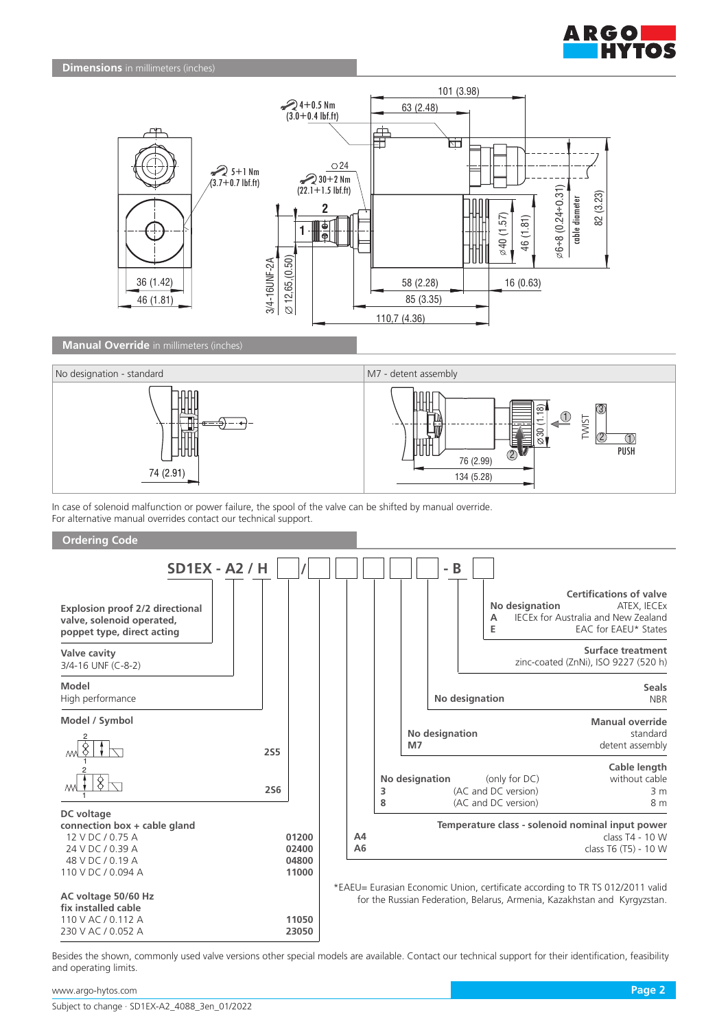## Dimensions in millimeters (inches)

## Manual Override in millimeters (inches)

| No designation - standard | M7 - detent assembly |
|---|---|
| 74 (2.91) | 76 (2.99); 134 (5.28); ⌀30 (1.18); TWIST; PUSH |

In case of solenoid malfunction or power failure, the spool of the valve can be shifted by manual override.
For alternative manual overrides contact our technical support.

## Ordering Code

**SD1EX - A2 / H [ ] / [ ] [ ] [ ] [ ] - B [ ]**

**Explosion proof 2/2 directional valve, solenoid operated, poppet type, direct acting**

**Valve cavity**
3/4-16 UNF (C-8-2)

**Model**
High performance

**Model / Symbol**

| Symbol | Code |
|---|---|
| Normally closed (1 → 2) | **2S5** |
| Normally open (1 → 2) | **2S6** |

**DC voltage**
**connection box + cable gland**

| Voltage | Code |
|---|---|
| 12 V DC / 0.75 A | 01200 |
| 24 V DC / 0.39 A | 02400 |
| 48 V DC / 0.19 A | 04800 |
| 110 V DC / 0.094 A | 11000 |

**AC voltage 50/60 Hz**
**fix installed cable**

| Voltage | Code |
|---|---|
| 110 V AC / 0.112 A | 11050 |
| 230 V AC / 0.052 A | 23050 |

**Temperature class - solenoid nominal input power**

| Code | |
|---|---|
| A4 | class T4 - 10 W |
| A6 | class T6 (T5) - 10 W |

**Cable length**

| Code | | |
|---|---|---|
| No designation | (only for DC) | without cable |
| 3 | (AC and DC version) | 3 m |
| 8 | (AC and DC version) | 8 m |

**Manual override**

| Code | |
|---|---|
| No designation | standard |
| M7 | detent assembly |

**Seals**

| Code | |
|---|---|
| No designation | NBR |

**Surface treatment**
zinc-coated (ZnNi), ISO 9227 (520 h)

**Certifications of valve**

| Code | |
|---|---|
| No designation | ATEX, IECEx |
| A | IECEx for Australia and New Zealand |
| E | EAC for EAEU* States |

*EAEU= Eurasian Economic Union, certificate according to TR TS 012/2011 valid for the Russian Federation, Belarus, Armenia, Kazakhstan and Kyrgyzstan.

Besides the shown, commonly used valve versions other special models are available. Contact our technical support for their identification, feasibility and operating limits.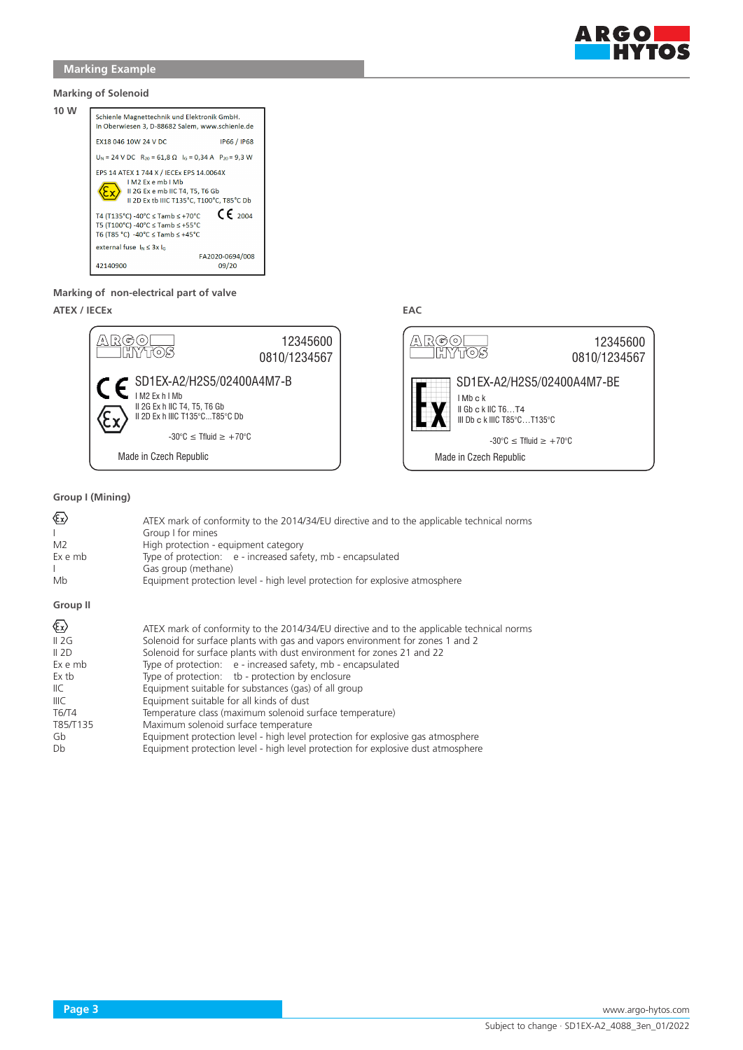## Marking Example

### Marking of Solenoid

**10 W**

Schienle Magnettechnik und Elektronik GmbH.
In Oberwiesen 3, D-88682 Salem, www.schienle.de

EX18 046 10W 24 V DC IP66 / IP68

$U_N$ = 24 V DC $R_{20}$ = 61,8 Ω $I_G$ = 0,34 A $P_{20}$ = 9,3 W

EPS 14 ATEX 1 744 X / IECEx EPS 14.0064X
I M2 Ex e mb I Mb
II 2G Ex e mb IIC T4, T5, T6 Gb
II 2D Ex tb IIIC T135°C, T100°C, T85°C Db

T4 (T135°C) -40°C ≤ Tamb ≤ +70°C CE 2004
T5 (T100°C) -40°C ≤ Tamb ≤ +55°C
T6 (T85 °C) -40°C ≤ Tamb ≤ +45°C

external fuse $I_N$ ≤ 3x $I_G$

FA2020-0694/008
42140900 09/20

### Marking of non-electrical part of valve

**ATEX / IECEx**

ARGO HYTOS 12345600
0810/1234567

CE SD1EX-A2/H2S5/02400A4M7-B
I M2 Ex h I Mb
II 2G Ex h IIC T4, T5, T6 Gb
II 2D Ex h IIIC T135°C...T85°C Db

-30°C ≤ Tfluid ≥ +70°C

Made in Czech Republic

**EAC**

ARGO HYTOS 12345600
0810/1234567

Ex SD1EX-A2/H2S5/02400A4M7-BE
I Mb c k
II Gb c k IIC T6...T4
III Db c k IIIC T85°C...T135°C

-30°C ≤ Tfluid ≥ +70°C

Made in Czech Republic

### Group I (Mining)

| | |
|---|---|
| Ex | ATEX mark of conformity to the 2014/34/EU directive and to the applicable technical norms |
| I | Group I for mines |
| M2 | High protection - equipment category |
| Ex e mb | Type of protection: e - increased safety, mb - encapsulated |
| I | Gas group (methane) |
| Mb | Equipment protection level - high level protection for explosive atmosphere |

### Group II

| | |
|---|---|
| Ex | ATEX mark of conformity to the 2014/34/EU directive and to the applicable technical norms |
| II 2G | Solenoid for surface plants with gas and vapors environment for zones 1 and 2 |
| II 2D | Solenoid for surface plants with dust environment for zones 21 and 22 |
| Ex e mb | Type of protection: e - increased safety, mb - encapsulated |
| Ex tb | Type of protection: tb - protection by enclosure |
| IIC | Equipment suitable for substances (gas) of all group |
| IIIC | Equipment suitable for all kinds of dust |
| T6/T4 | Temperature class (maximum solenoid surface temperature) |
| T85/T135 | Maximum solenoid surface temperature |
| Gb | Equipment protection level - high level protection for explosive gas atmosphere |
| Db | Equipment protection level - high level protection for explosive dust atmosphere |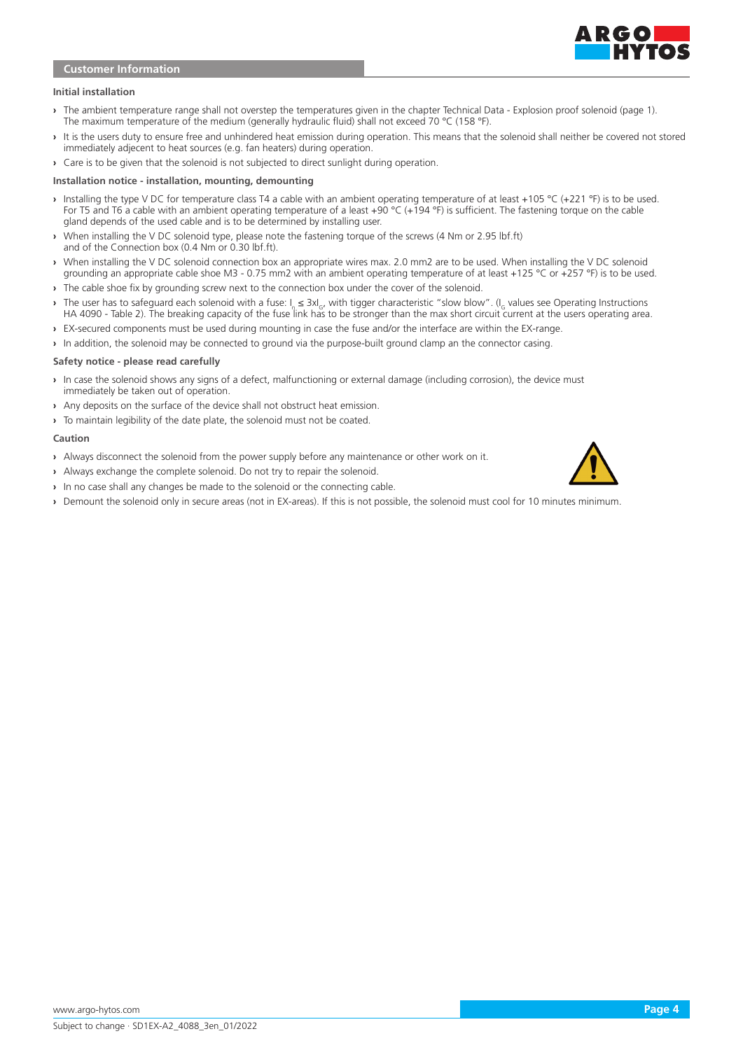## Customer Information

### Initial installation

- The ambient temperature range shall not overstep the temperatures given in the chapter Technical Data - Explosion proof solenoid (page 1). The maximum temperature of the medium (generally hydraulic fluid) shall not exceed 70 °C (158 °F).
- It is the users duty to ensure free and unhindered heat emission during operation. This means that the solenoid shall neither be covered not stored immediately adjecent to heat sources (e.g. fan heaters) during operation.
- Care is to be given that the solenoid is not subjected to direct sunlight during operation.

### Installation notice - installation, mounting, demounting

- Installing the type V DC for temperature class T4 a cable with an ambient operating temperature of at least +105 °C (+221 °F) is to be used. For T5 and T6 a cable with an ambient operating temperature of a least +90 °C (+194 °F) is sufficient. The fastening torque on the cable gland depends of the used cable and is to be determined by installing user.
- When installing the V DC solenoid type, please note the fastening torque of the screws (4 Nm or 2.95 lbf.ft) and of the Connection box (0.4 Nm or 0.30 lbf.ft).
- When installing the V DC solenoid connection box an appropriate wires max. 2.0 mm2 are to be used. When installing the V DC solenoid grounding an appropriate cable shoe M3 - 0.75 mm2 with an ambient operating temperature of at least +125 °C or +257 °F) is to be used.
- The cable shoe fix by grounding screw next to the connection box under the cover of the solenoid.
- The user has to safeguard each solenoid with a fuse: $I_f \leq 3xI_G$, with tigger characteristic "slow blow". ($I_G$ values see Operating Instructions HA 4090 - Table 2). The breaking capacity of the fuse link has to be stronger than the max short circuit current at the users operating area.
- EX-secured components must be used during mounting in case the fuse and/or the interface are within the EX-range.
- In addition, the solenoid may be connected to ground via the purpose-built ground clamp an the connector casing.

### Safety notice - please read carefully

- In case the solenoid shows any signs of a defect, malfunctioning or external damage (including corrosion), the device must immediately be taken out of operation.
- Any deposits on the surface of the device shall not obstruct heat emission.
- To maintain legibility of the date plate, the solenoid must not be coated.

### Caution

- Always disconnect the solenoid from the power supply before any maintenance or other work on it.
- Always exchange the complete solenoid. Do not try to repair the solenoid.
- In no case shall any changes be made to the solenoid or the connecting cable.
- Demount the solenoid only in secure areas (not in EX-areas). If this is not possible, the solenoid must cool for 10 minutes minimum.